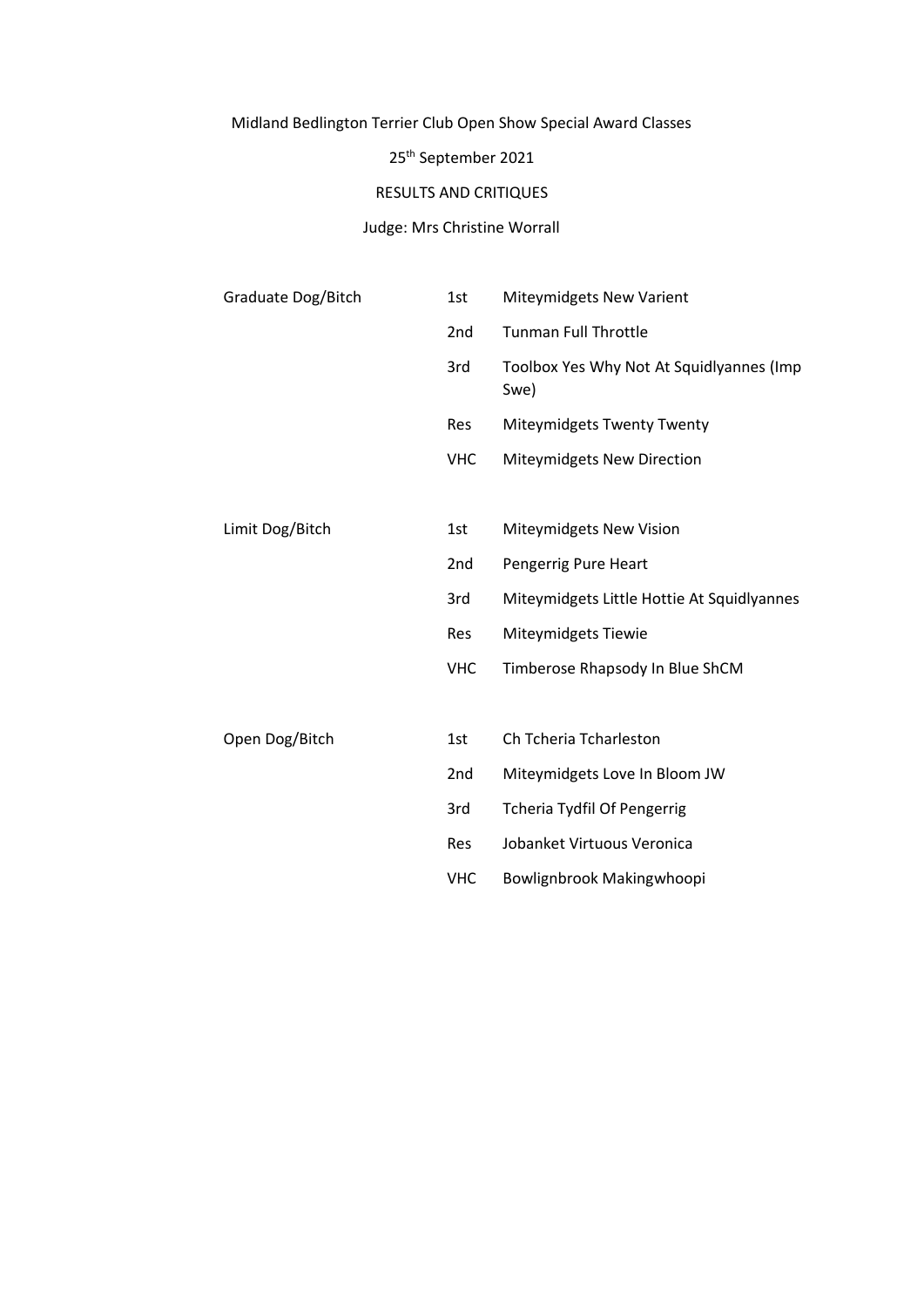Midland Bedlington Terrier Club Open Show Special Award Classes

25th September 2021

RESULTS AND CRITIQUES

Judge: Mrs Christine Worrall

| | | |
|---|---|---|
| Graduate Dog/Bitch | 1st | Miteymidgets New Varient |
| | 2nd | Tunman Full Throttle |
| | 3rd | Toolbox Yes Why Not At Squidlyannes (Imp Swe) |
| | Res | Miteymidgets Twenty Twenty |
| | VHC | Miteymidgets New Direction |
| Limit Dog/Bitch | 1st | Miteymidgets New Vision |
| | 2nd | Pengerrig Pure Heart |
| | 3rd | Miteymidgets Little Hottie At Squidlyannes |
| | Res | Miteymidgets Tiewie |
| | VHC | Timberose Rhapsody In Blue ShCM |
| Open Dog/Bitch | 1st | Ch Tcheria Tcharleston |
| | 2nd | Miteymidgets Love In Bloom JW |
| | 3rd | Tcheria Tydfil Of Pengerrig |
| | Res | Jobanket Virtuous Veronica |
| | VHC | Bowlignbrook Makingwhoopi |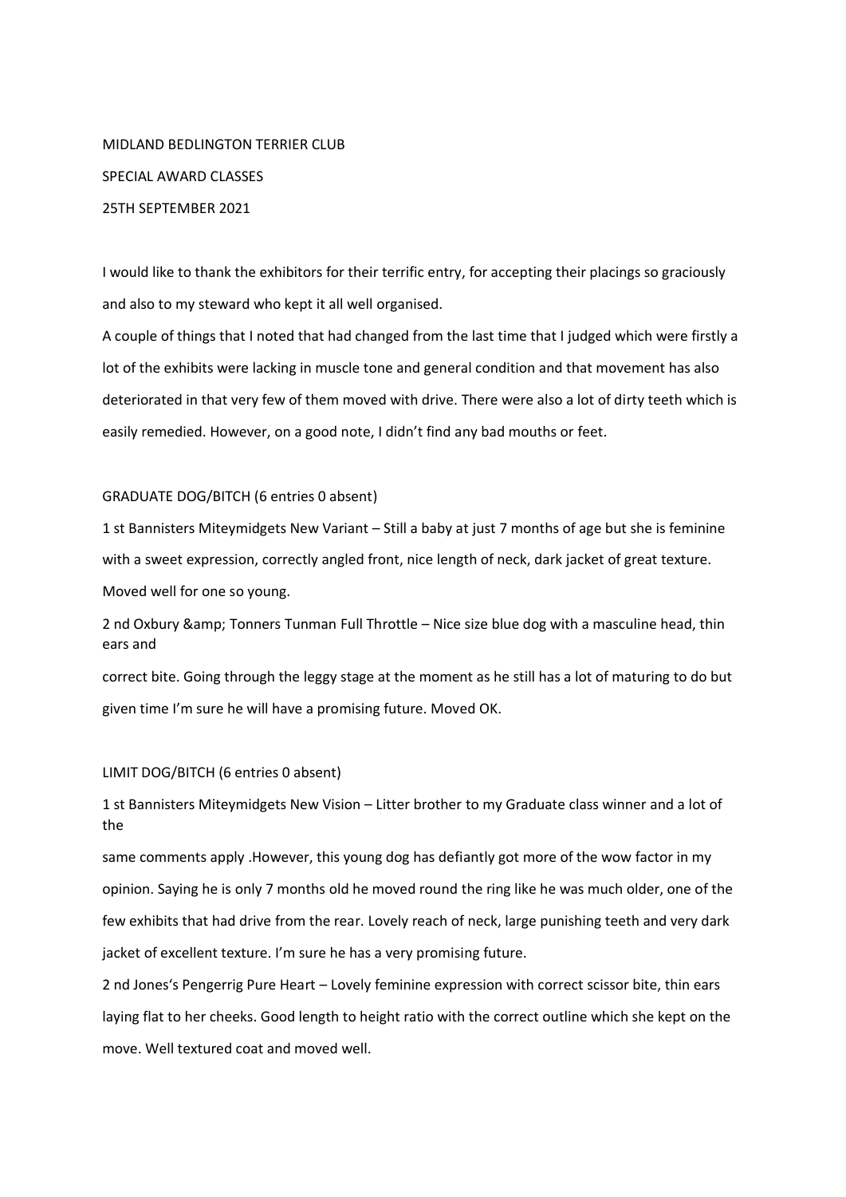MIDLAND BEDLINGTON TERRIER CLUB

SPECIAL AWARD CLASSES

25TH SEPTEMBER 2021

I would like to thank the exhibitors for their terrific entry, for accepting their placings so graciously and also to my steward who kept it all well organised.

A couple of things that I noted that had changed from the last time that I judged which were firstly a lot of the exhibits were lacking in muscle tone and general condition and that movement has also deteriorated in that very few of them moved with drive. There were also a lot of dirty teeth which is easily remedied. However, on a good note, I didn't find any bad mouths or feet.

GRADUATE DOG/BITCH (6 entries 0 absent)

1 st Bannisters Miteymidgets New Variant – Still a baby at just 7 months of age but she is feminine with a sweet expression, correctly angled front, nice length of neck, dark jacket of great texture. Moved well for one so young.

2 nd Oxbury &amp; Tonners Tunman Full Throttle – Nice size blue dog with a masculine head, thin ears and correct bite. Going through the leggy stage at the moment as he still has a lot of maturing to do but given time I'm sure he will have a promising future. Moved OK.

LIMIT DOG/BITCH (6 entries 0 absent)

1 st Bannisters Miteymidgets New Vision – Litter brother to my Graduate class winner and a lot of the same comments apply .However, this young dog has defiantly got more of the wow factor in my opinion. Saying he is only 7 months old he moved round the ring like he was much older, one of the few exhibits that had drive from the rear. Lovely reach of neck, large punishing teeth and very dark jacket of excellent texture. I'm sure he has a very promising future.

2 nd Jones's Pengerrig Pure Heart – Lovely feminine expression with correct scissor bite, thin ears laying flat to her cheeks. Good length to height ratio with the correct outline which she kept on the move. Well textured coat and moved well.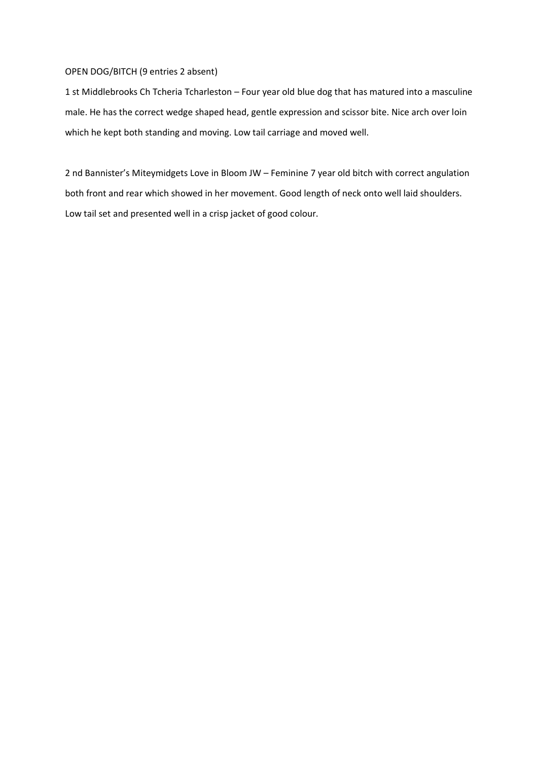OPEN DOG/BITCH (9 entries 2 absent)

1 st Middlebrooks Ch Tcheria Tcharleston – Four year old blue dog that has matured into a masculine male. He has the correct wedge shaped head, gentle expression and scissor bite. Nice arch over loin which he kept both standing and moving. Low tail carriage and moved well.

2 nd Bannister's Miteymidgets Love in Bloom JW – Feminine 7 year old bitch with correct angulation both front and rear which showed in her movement. Good length of neck onto well laid shoulders. Low tail set and presented well in a crisp jacket of good colour.